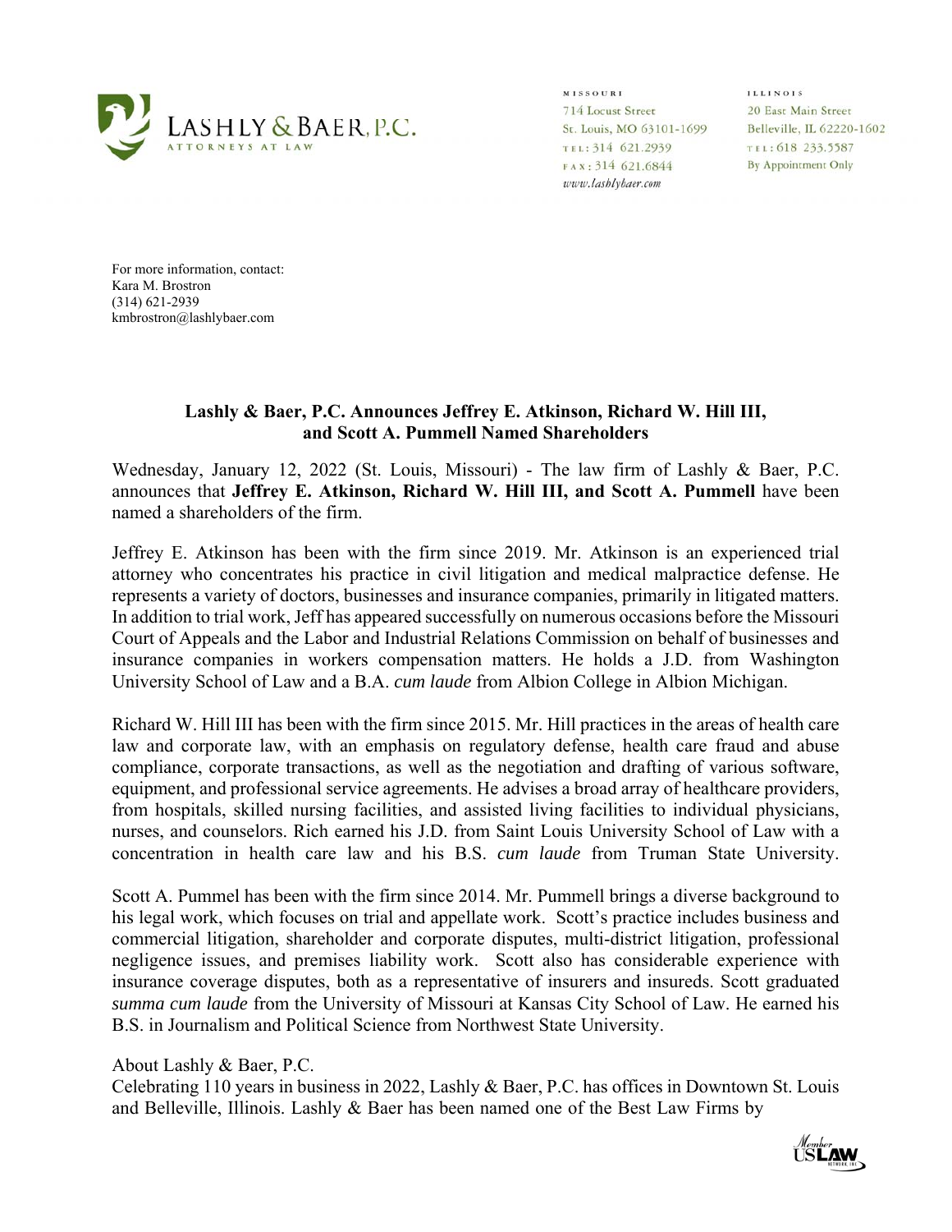**LASHLY & BAER, P.C.**
ATTORNEYS AT LAW

MISSOURI
714 Locust Street
St. Louis, MO 63101-1699
TEL: 314 621.2939
FAX: 314 621.6844
www.lashlybaer.com

ILLINOIS
20 East Main Street
Belleville, IL 62220-1602
TEL: 618 233.5587
By Appointment Only

For more information, contact:
Kara M. Brostron
(314) 621-2939
kmbrostron@lashlybaer.com

## Lashly & Baer, P.C. Announces Jeffrey E. Atkinson, Richard W. Hill III, and Scott A. Pummell Named Shareholders

Wednesday, January 12, 2022 (St. Louis, Missouri) - The law firm of Lashly & Baer, P.C. announces that **Jeffrey E. Atkinson, Richard W. Hill III, and Scott A. Pummell** have been named a shareholders of the firm.

Jeffrey E. Atkinson has been with the firm since 2019. Mr. Atkinson is an experienced trial attorney who concentrates his practice in civil litigation and medical malpractice defense. He represents a variety of doctors, businesses and insurance companies, primarily in litigated matters. In addition to trial work, Jeff has appeared successfully on numerous occasions before the Missouri Court of Appeals and the Labor and Industrial Relations Commission on behalf of businesses and insurance companies in workers compensation matters. He holds a J.D. from Washington University School of Law and a B.A. *cum laude* from Albion College in Albion Michigan.

Richard W. Hill III has been with the firm since 2015. Mr. Hill practices in the areas of health care law and corporate law, with an emphasis on regulatory defense, health care fraud and abuse compliance, corporate transactions, as well as the negotiation and drafting of various software, equipment, and professional service agreements. He advises a broad array of healthcare providers, from hospitals, skilled nursing facilities, and assisted living facilities to individual physicians, nurses, and counselors. Rich earned his J.D. from Saint Louis University School of Law with a concentration in health care law and his B.S. *cum laude* from Truman State University.

Scott A. Pummel has been with the firm since 2014. Mr. Pummell brings a diverse background to his legal work, which focuses on trial and appellate work. Scott's practice includes business and commercial litigation, shareholder and corporate disputes, multi-district litigation, professional negligence issues, and premises liability work. Scott also has considerable experience with insurance coverage disputes, both as a representative of insurers and insureds. Scott graduated *summa cum laude* from the University of Missouri at Kansas City School of Law. He earned his B.S. in Journalism and Political Science from Northwest State University.

About Lashly & Baer, P.C.
Celebrating 110 years in business in 2022, Lashly & Baer, P.C. has offices in Downtown St. Louis and Belleville, Illinois. Lashly & Baer has been named one of the Best Law Firms by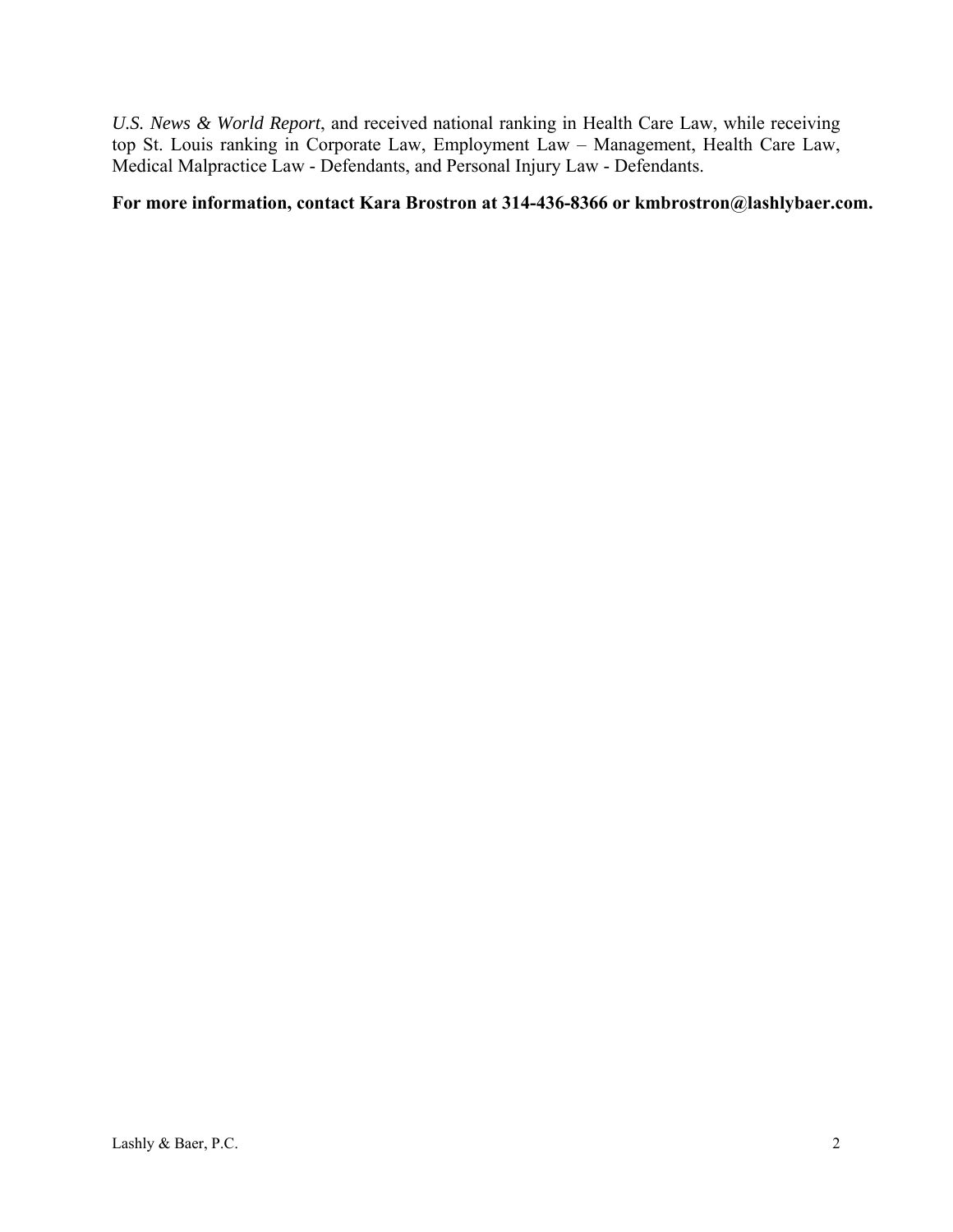*U.S. News & World Report*, and received national ranking in Health Care Law, while receiving top St. Louis ranking in Corporate Law, Employment Law – Management, Health Care Law, Medical Malpractice Law - Defendants, and Personal Injury Law - Defendants.

**For more information, contact Kara Brostron at 314-436-8366 or kmbrostron@lashlybaer.com.**